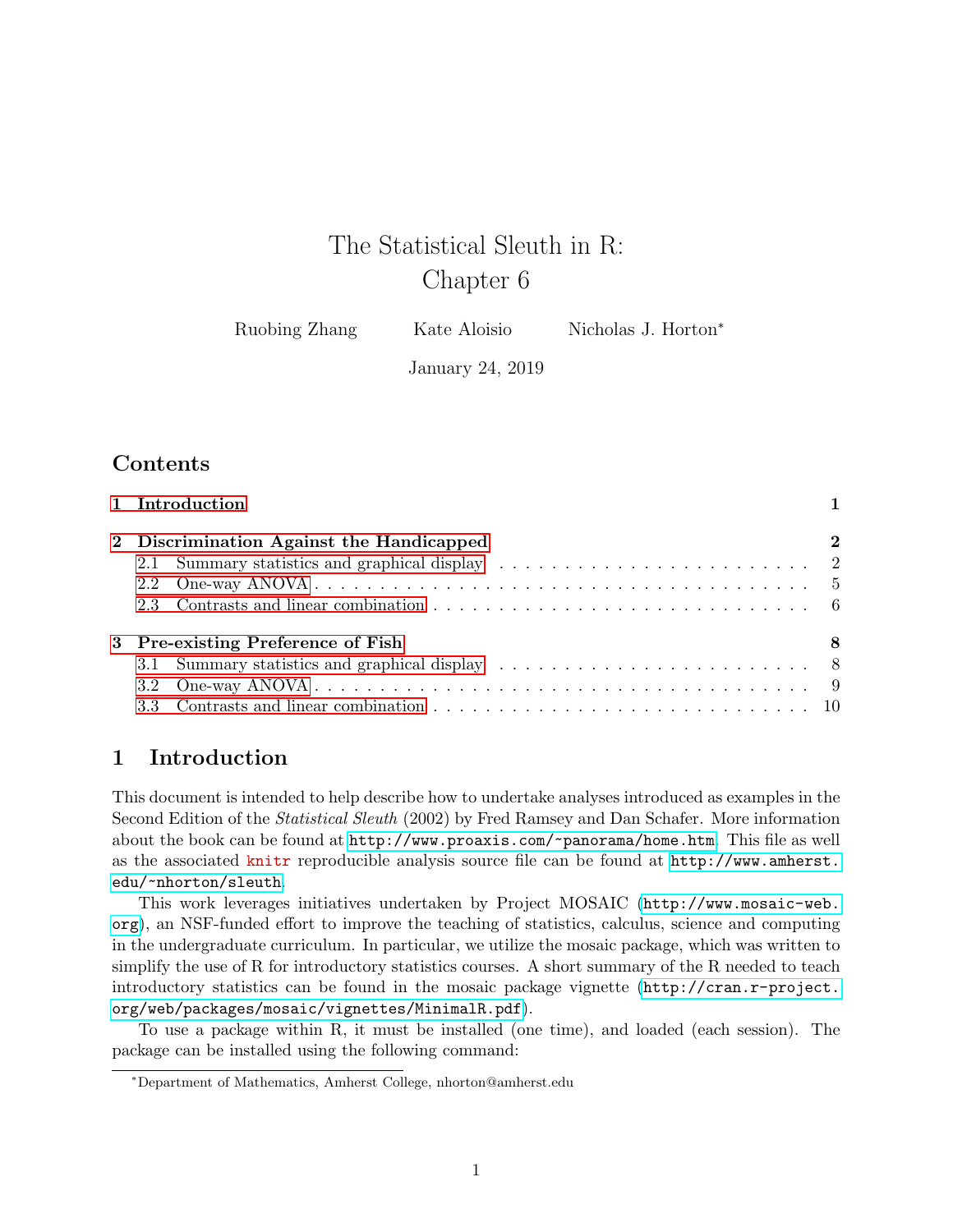# The Statistical Sleuth in R: Chapter 6

Ruobing Zhang   Kate Aloisio   Nicholas J. Horton*

January 24, 2019

## Contents

1 Introduction ..... 1

2 Discrimination Against the Handicapped ..... 2
- 2.1 Summary statistics and graphical display ..... 2
- 2.2 One-way ANOVA ..... 5
- 2.3 Contrasts and linear combination ..... 6

3 Pre-existing Preference of Fish ..... 8
- 3.1 Summary statistics and graphical display ..... 8
- 3.2 One-way ANOVA ..... 9
- 3.3 Contrasts and linear combination ..... 10

## 1 Introduction

This document is intended to help describe how to undertake analyses introduced as examples in the Second Edition of the *Statistical Sleuth* (2002) by Fred Ramsey and Dan Schafer. More information about the book can be found at `http://www.proaxis.com/~panorama/home.htm`. This file as well as the associated `knitr` reproducible analysis source file can be found at `http://www.amherst.edu/~nhorton/sleuth`.

This work leverages initiatives undertaken by Project MOSAIC (`http://www.mosaic-web.org`), an NSF-funded effort to improve the teaching of statistics, calculus, science and computing in the undergraduate curriculum. In particular, we utilize the mosaic package, which was written to simplify the use of R for introductory statistics courses. A short summary of the R needed to teach introductory statistics can be found in the mosaic package vignette (`http://cran.r-project.org/web/packages/mosaic/vignettes/MinimalR.pdf`).

To use a package within R, it must be installed (one time), and loaded (each session). The package can be installed using the following command:

*Department of Mathematics, Amherst College, nhorton@amherst.edu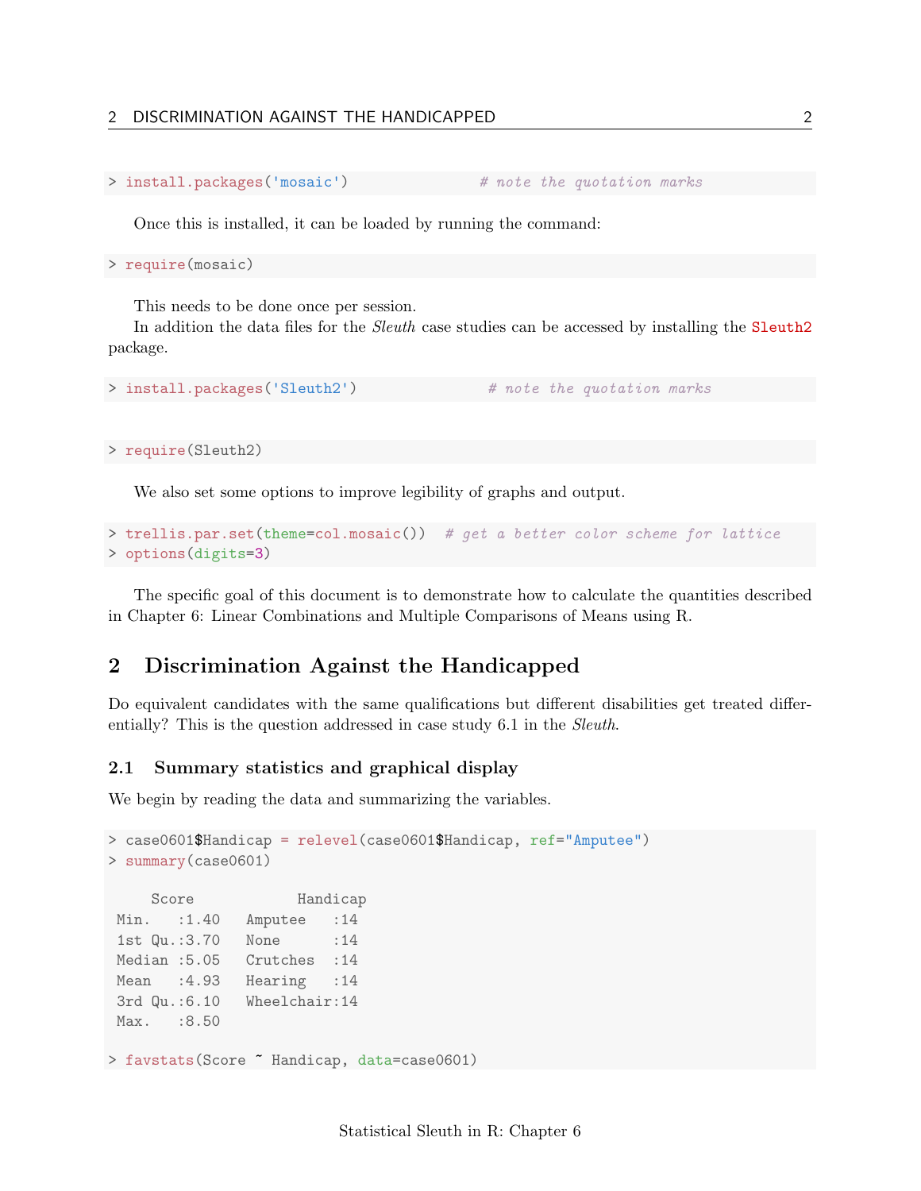```
> install.packages('mosaic')              # note the quotation marks
```

Once this is installed, it can be loaded by running the command:

```
> require(mosaic)
```

This needs to be done once per session.

In addition the data files for the *Sleuth* case studies can be accessed by installing the `Sleuth2` package.

```
> install.packages('Sleuth2')              # note the quotation marks
```

```
> require(Sleuth2)
```

We also set some options to improve legibility of graphs and output.

```
> trellis.par.set(theme=col.mosaic())  # get a better color scheme for lattice
> options(digits=3)
```

The specific goal of this document is to demonstrate how to calculate the quantities described in Chapter 6: Linear Combinations and Multiple Comparisons of Means using R.

## 2 Discrimination Against the Handicapped

Do equivalent candidates with the same qualifications but different disabilities get treated differentially? This is the question addressed in case study 6.1 in the *Sleuth*.

### 2.1 Summary statistics and graphical display

We begin by reading the data and summarizing the variables.

```
> case0601$Handicap = relevel(case0601$Handicap, ref="Amputee")
> summary(case0601)

     Score            Handicap 
 Min.   :1.40   Amputee   :14  
 1st Qu.:3.70   None      :14  
 Median :5.05   Crutches  :14  
 Mean   :4.93   Hearing   :14  
 3rd Qu.:6.10   Wheelchair:14  
 Max.   :8.50                  

> favstats(Score ~ Handicap, data=case0601)
```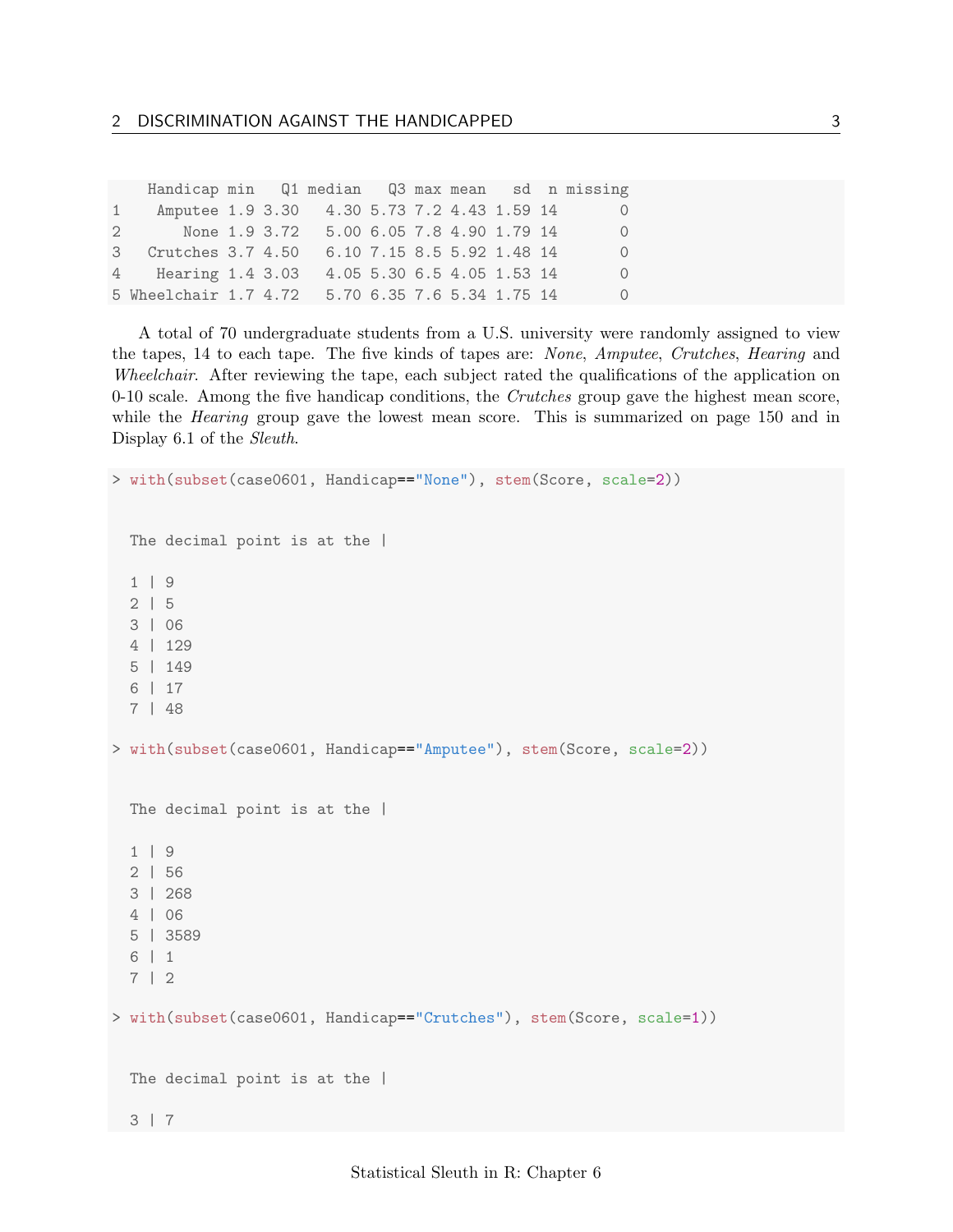```
    Handicap min   Q1 median   Q3 max mean   sd  n missing
1    Amputee 1.9 3.30   4.30 5.73 7.2 4.43 1.59 14       0
2       None 1.9 3.72   5.00 6.05 7.8 4.90 1.79 14       0
3   Crutches 3.7 4.50   6.10 7.15 8.5 5.92 1.48 14       0
4    Hearing 1.4 3.03   4.05 5.30 6.5 4.05 1.53 14       0
5 Wheelchair 1.7 4.72   5.70 6.35 7.6 5.34 1.75 14       0
```

A total of 70 undergraduate students from a U.S. university were randomly assigned to view the tapes, 14 to each tape. The five kinds of tapes are: *None*, *Amputee*, *Crutches*, *Hearing* and *Wheelchair*. After reviewing the tape, each subject rated the qualifications of the application on 0-10 scale. Among the five handicap conditions, the *Crutches* group gave the highest mean score, while the *Hearing* group gave the lowest mean score. This is summarized on page 150 and in Display 6.1 of the *Sleuth*.

```
> with(subset(case0601, Handicap=="None"), stem(Score, scale=2))


  The decimal point is at the |

  1 | 9
  2 | 5
  3 | 06
  4 | 129
  5 | 149
  6 | 17
  7 | 48

> with(subset(case0601, Handicap=="Amputee"), stem(Score, scale=2))


  The decimal point is at the |

  1 | 9
  2 | 56
  3 | 268
  4 | 06
  5 | 3589
  6 | 1
  7 | 2

> with(subset(case0601, Handicap=="Crutches"), stem(Score, scale=1))


  The decimal point is at the |

  3 | 7
```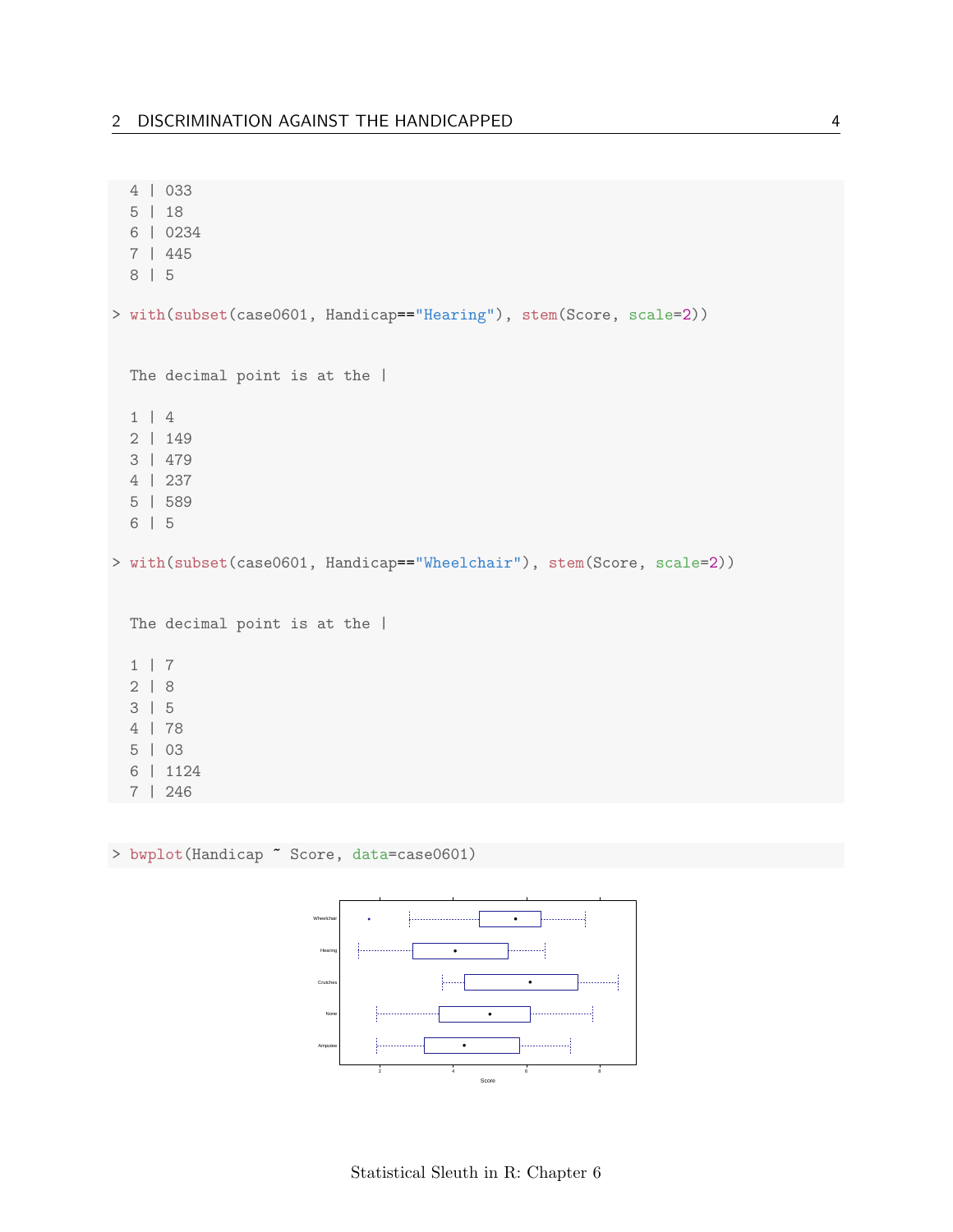```
  4 | 033
  5 | 18
  6 | 0234
  7 | 445
  8 | 5

> with(subset(case0601, Handicap=="Hearing"), stem(Score, scale=2))


  The decimal point is at the |

  1 | 4
  2 | 149
  3 | 479
  4 | 237
  5 | 589
  6 | 5

> with(subset(case0601, Handicap=="Wheelchair"), stem(Score, scale=2))


  The decimal point is at the |

  1 | 7
  2 | 8
  3 | 5
  4 | 78
  5 | 03
  6 | 1124
  7 | 246
```

```
> bwplot(Handicap ~ Score, data=case0601)
```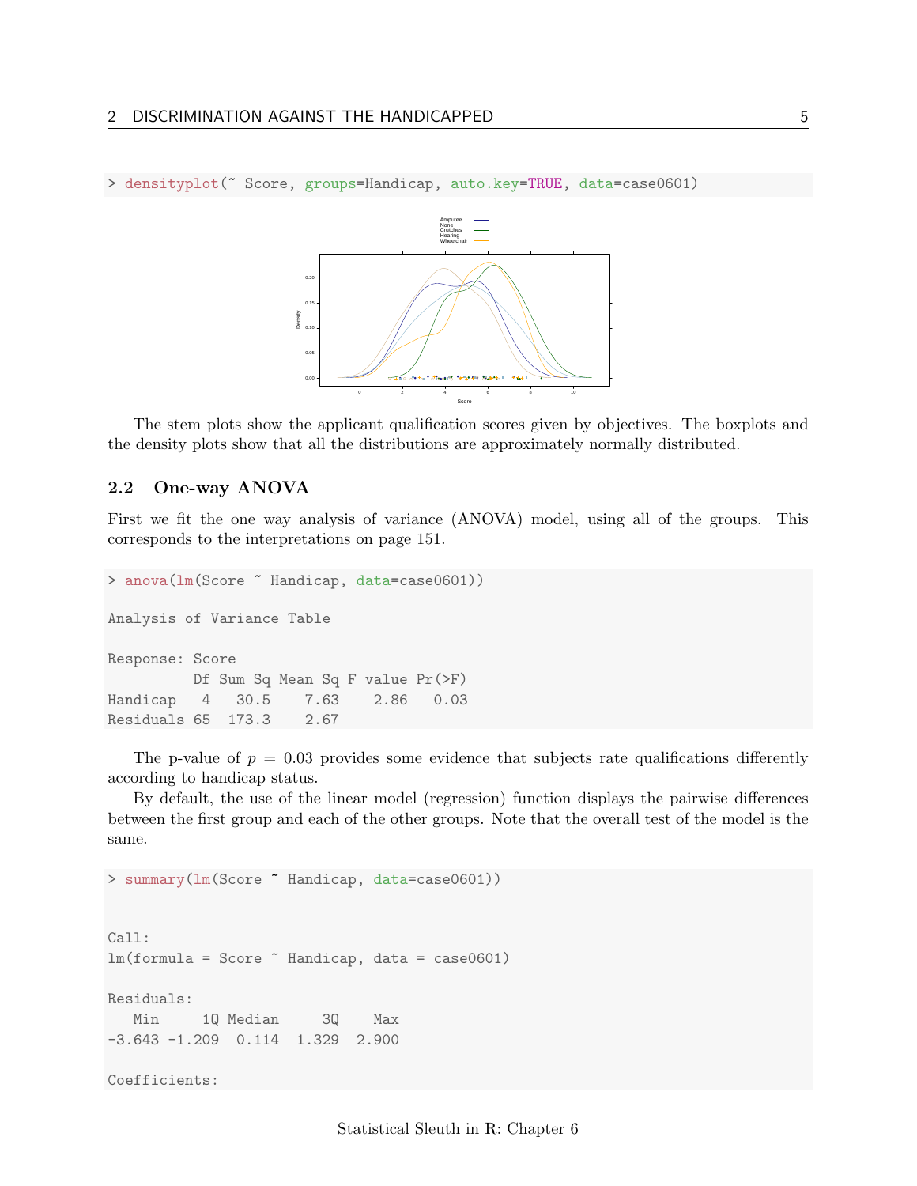```
> densityplot(~ Score, groups=Handicap, auto.key=TRUE, data=case0601)
```

The stem plots show the applicant qualification scores given by objectives. The boxplots and the density plots show that all the distributions are approximately normally distributed.

### 2.2 One-way ANOVA

First we fit the one way analysis of variance (ANOVA) model, using all of the groups. This corresponds to the interpretations on page 151.

```
> anova(lm(Score ~ Handicap, data=case0601))

Analysis of Variance Table

Response: Score
          Df Sum Sq Mean Sq F value Pr(>F)
Handicap   4   30.5    7.63    2.86   0.03
Residuals 65  173.3    2.67
```

The p-value of $p = 0.03$ provides some evidence that subjects rate qualifications differently according to handicap status.

By default, the use of the linear model (regression) function displays the pairwise differences between the first group and each of the other groups. Note that the overall test of the model is the same.

```
> summary(lm(Score ~ Handicap, data=case0601))


Call:
lm(formula = Score ~ Handicap, data = case0601)

Residuals:
   Min     1Q Median     3Q    Max
-3.643 -1.209  0.114  1.329  2.900

Coefficients:
```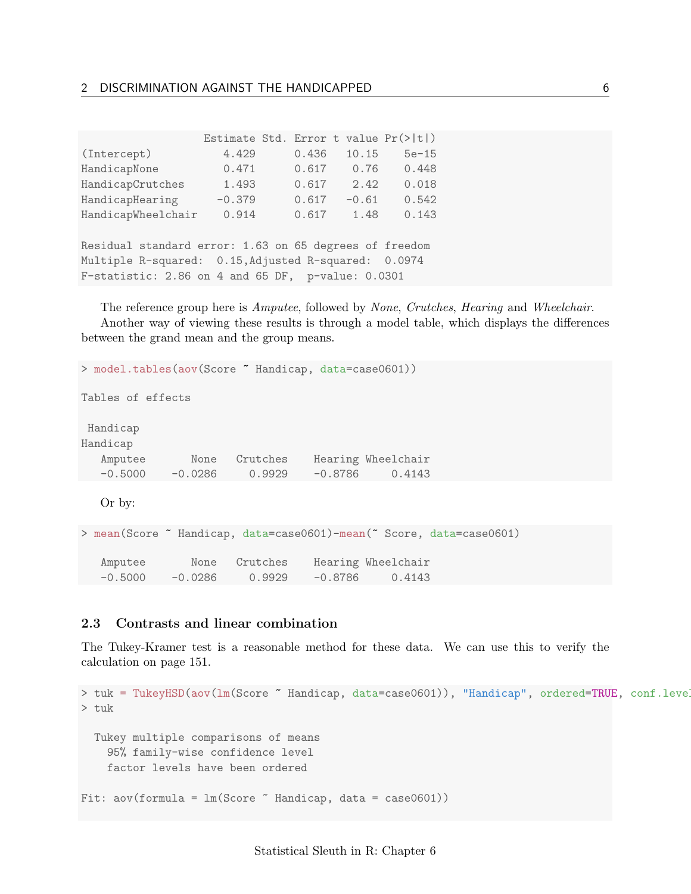```
                  Estimate Std. Error t value Pr(>|t|)
(Intercept)          4.429      0.436   10.15    5e-15
HandicapNone         0.471      0.617    0.76    0.448
HandicapCrutches     1.493      0.617    2.42    0.018
HandicapHearing     -0.379      0.617   -0.61    0.542
HandicapWheelchair   0.914      0.617    1.48    0.143

Residual standard error: 1.63 on 65 degrees of freedom
Multiple R-squared:  0.15,Adjusted R-squared:  0.0974
F-statistic: 2.86 on 4 and 65 DF,  p-value: 0.0301
```

The reference group here is *Amputee*, followed by *None*, *Crutches*, *Hearing* and *Wheelchair*.

Another way of viewing these results is through a model table, which displays the differences between the grand mean and the group means.

```
> model.tables(aov(Score ~ Handicap, data=case0601))

Tables of effects

 Handicap
Handicap
   Amputee       None   Crutches    Hearing Wheelchair
   -0.5000    -0.0286     0.9929    -0.8786     0.4143
```

Or by:

```
> mean(Score ~ Handicap, data=case0601)-mean(~ Score, data=case0601)

   Amputee       None   Crutches    Hearing Wheelchair
   -0.5000    -0.0286     0.9929    -0.8786     0.4143
```

### 2.3 Contrasts and linear combination

The Tukey-Kramer test is a reasonable method for these data. We can use this to verify the calculation on page 151.

```
> tuk = TukeyHSD(aov(lm(Score ~ Handicap, data=case0601)), "Handicap", ordered=TRUE, conf.level
> tuk

  Tukey multiple comparisons of means
    95% family-wise confidence level
    factor levels have been ordered

Fit: aov(formula = lm(Score ~ Handicap, data = case0601))
```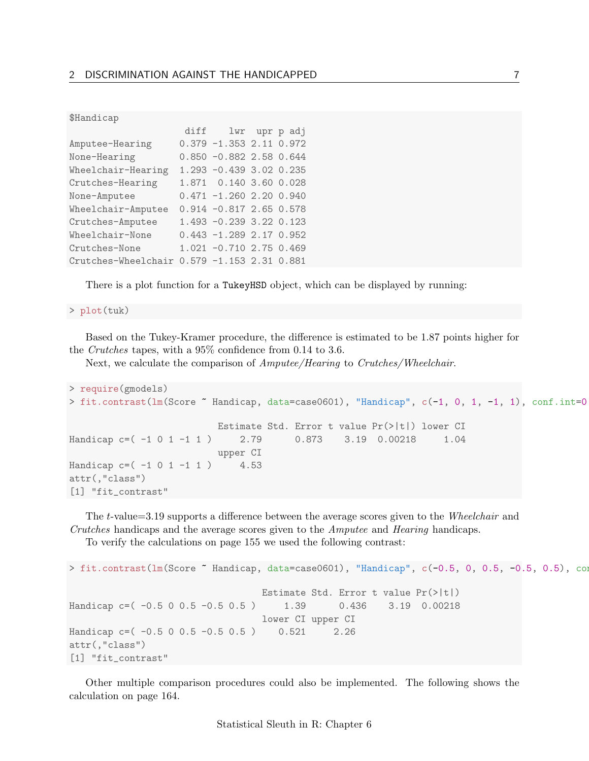```
$Handicap
                     diff    lwr  upr p adj
Amputee-Hearing     0.379 -1.353 2.11 0.972
None-Hearing        0.850 -0.882 2.58 0.644
Wheelchair-Hearing  1.293 -0.439 3.02 0.235
Crutches-Hearing    1.871  0.140 3.60 0.028
None-Amputee        0.471 -1.260 2.20 0.940
Wheelchair-Amputee  0.914 -0.817 2.65 0.578
Crutches-Amputee    1.493 -0.239 3.22 0.123
Wheelchair-None     0.443 -1.289 2.17 0.952
Crutches-None       1.021 -0.710 2.75 0.469
Crutches-Wheelchair 0.579 -1.153 2.31 0.881
```

There is a plot function for a `TukeyHSD` object, which can be displayed by running:

```
> plot(tuk)
```

Based on the Tukey-Kramer procedure, the difference is estimated to be 1.87 points higher for the *Crutches* tapes, with a 95% confidence from 0.14 to 3.6.

Next, we calculate the comparison of *Amputee/Hearing* to *Crutches/Wheelchair*.

```
> require(gmodels)
> fit.contrast(lm(Score ~ Handicap, data=case0601), "Handicap", c(-1, 0, 1, -1, 1), conf.int=0

                          Estimate Std. Error t value Pr(>|t|) lower CI
Handicap c=( -1 0 1 -1 1 )     2.79      0.873    3.19  0.00218     1.04
                          upper CI
Handicap c=( -1 0 1 -1 1 )     4.53
attr(,"class")
[1] "fit_contrast"
```

The $t$-value=3.19 supports a difference between the average scores given to the *Wheelchair* and *Crutches* handicaps and the average scores given to the *Amputee* and *Hearing* handicaps.

To verify the calculations on page 155 we used the following contrast:

```
> fit.contrast(lm(Score ~ Handicap, data=case0601), "Handicap", c(-0.5, 0, 0.5, -0.5, 0.5), con

                                  Estimate Std. Error t value Pr(>|t|)
Handicap c=( -0.5 0 0.5 -0.5 0.5 )     1.39      0.436    3.19  0.00218
                                  lower CI upper CI
Handicap c=( -0.5 0 0.5 -0.5 0.5 )    0.521     2.26
attr(,"class")
[1] "fit_contrast"
```

Other multiple comparison procedures could also be implemented. The following shows the calculation on page 164.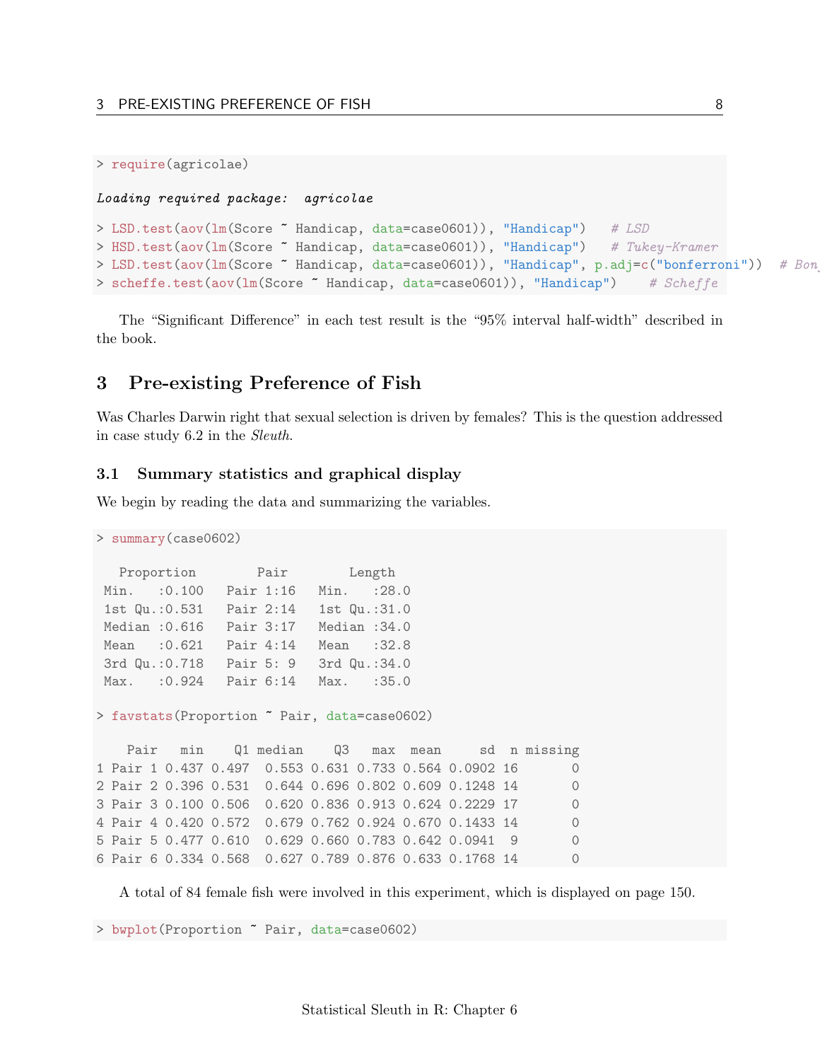```
> require(agricolae)

Loading required package:  agricolae

> LSD.test(aov(lm(Score ~ Handicap, data=case0601)), "Handicap")   # LSD
> HSD.test(aov(lm(Score ~ Handicap, data=case0601)), "Handicap")   # Tukey-Kramer
> LSD.test(aov(lm(Score ~ Handicap, data=case0601)), "Handicap", p.adj=c("bonferroni"))  # Bon
> scheffe.test(aov(lm(Score ~ Handicap, data=case0601)), "Handicap")    # Scheffe
```

The "Significant Difference" in each test result is the "95% interval half-width" described in the book.

# 3 Pre-existing Preference of Fish

Was Charles Darwin right that sexual selection is driven by females? This is the question addressed in case study 6.2 in the *Sleuth*.

## 3.1 Summary statistics and graphical display

We begin by reading the data and summarizing the variables.

```
> summary(case0602)

   Proportion        Pair        Length
 Min.   :0.100   Pair 1:16   Min.   :28.0
 1st Qu.:0.531   Pair 2:14   1st Qu.:31.0
 Median :0.616   Pair 3:17   Median :34.0
 Mean   :0.621   Pair 4:14   Mean   :32.8
 3rd Qu.:0.718   Pair 5: 9   3rd Qu.:34.0
 Max.   :0.924   Pair 6:14   Max.   :35.0

> favstats(Proportion ~ Pair, data=case0602)

    Pair   min    Q1 median    Q3   max  mean     sd  n missing
1 Pair 1 0.437 0.497  0.553 0.631 0.733 0.564 0.0902 16       0
2 Pair 2 0.396 0.531  0.644 0.696 0.802 0.609 0.1248 14       0
3 Pair 3 0.100 0.506  0.620 0.836 0.913 0.624 0.2229 17       0
4 Pair 4 0.420 0.572  0.679 0.762 0.924 0.670 0.1433 14       0
5 Pair 5 0.477 0.610  0.629 0.660 0.783 0.642 0.0941  9       0
6 Pair 6 0.334 0.568  0.627 0.789 0.876 0.633 0.1768 14       0
```

A total of 84 female fish were involved in this experiment, which is displayed on page 150.

```
> bwplot(Proportion ~ Pair, data=case0602)
```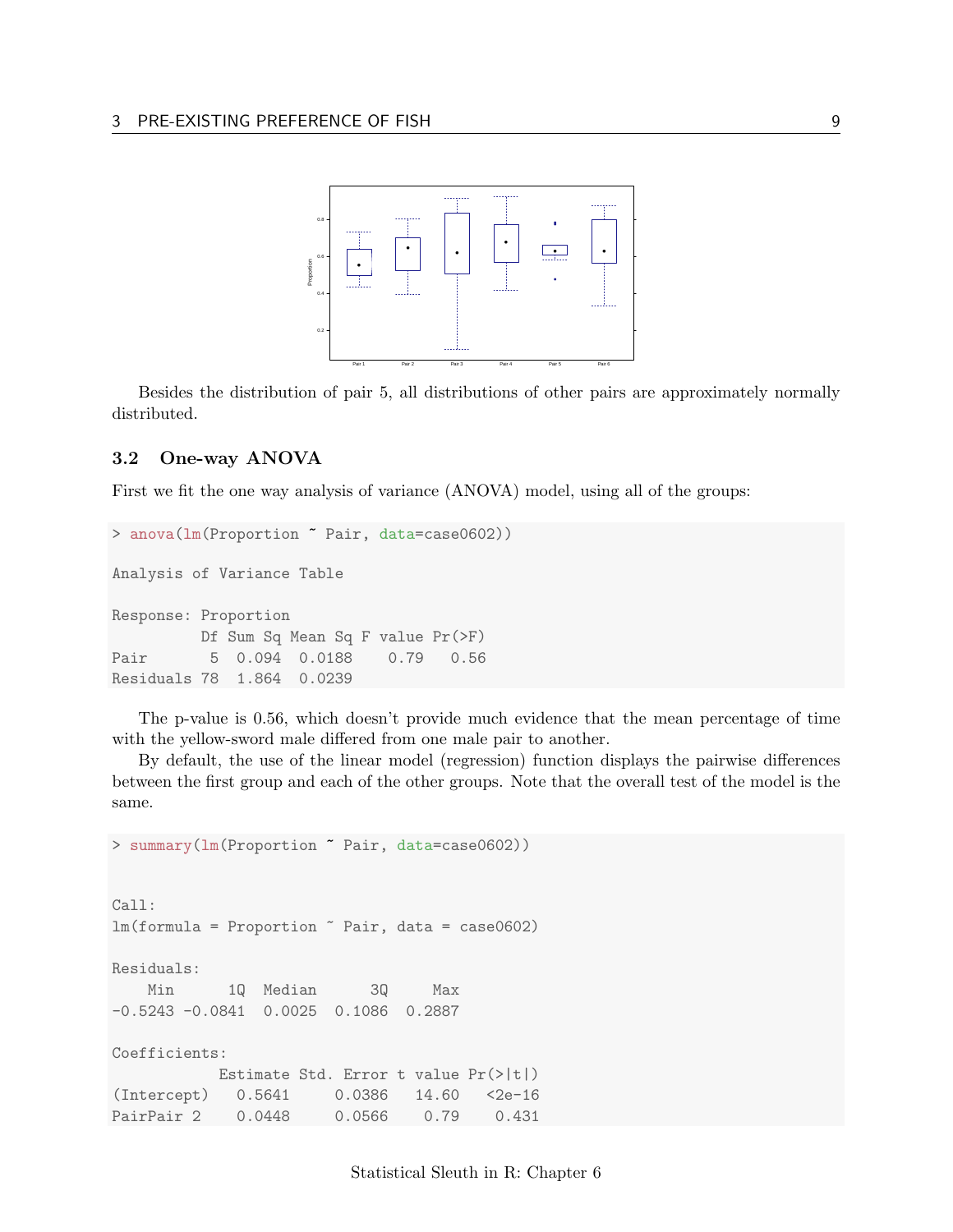Besides the distribution of pair 5, all distributions of other pairs are approximately normally distributed.

### 3.2 One-way ANOVA

First we fit the one way analysis of variance (ANOVA) model, using all of the groups:

```
> anova(lm(Proportion ~ Pair, data=case0602))

Analysis of Variance Table

Response: Proportion
          Df Sum Sq Mean Sq F value Pr(>F)
Pair       5  0.094  0.0188    0.79   0.56
Residuals 78  1.864  0.0239
```

The p-value is 0.56, which doesn't provide much evidence that the mean percentage of time with the yellow-sword male differed from one male pair to another.

By default, the use of the linear model (regression) function displays the pairwise differences between the first group and each of the other groups. Note that the overall test of the model is the same.

```
> summary(lm(Proportion ~ Pair, data=case0602))


Call:
lm(formula = Proportion ~ Pair, data = case0602)

Residuals:
    Min      1Q  Median      3Q     Max
-0.5243 -0.0841  0.0025  0.1086  0.2887

Coefficients:
            Estimate Std. Error t value Pr(>|t|)
(Intercept)   0.5641     0.0386   14.60   <2e-16
PairPair 2    0.0448     0.0566    0.79    0.431
```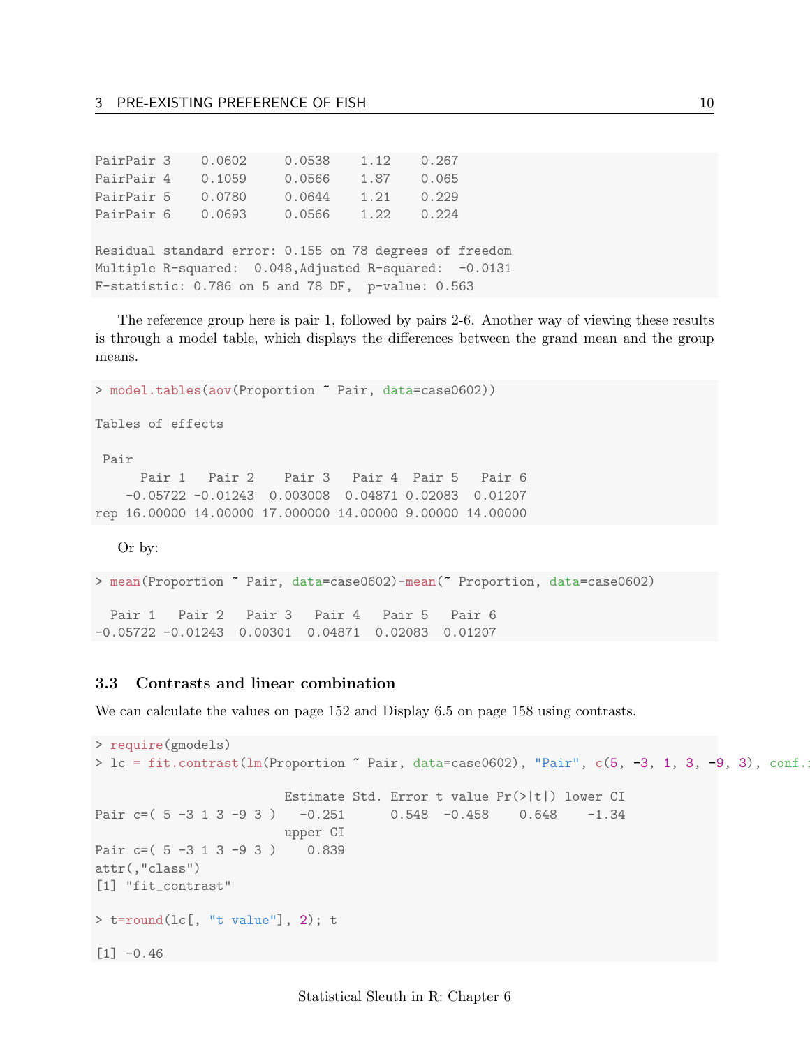```
PairPair 3    0.0602     0.0538    1.12    0.267
PairPair 4    0.1059     0.0566    1.87    0.065
PairPair 5    0.0780     0.0644    1.21    0.229
PairPair 6    0.0693     0.0566    1.22    0.224

Residual standard error: 0.155 on 78 degrees of freedom
Multiple R-squared:  0.048,Adjusted R-squared:  -0.0131
F-statistic: 0.786 on 5 and 78 DF,  p-value: 0.563
```

The reference group here is pair 1, followed by pairs 2-6. Another way of viewing these results is through a model table, which displays the differences between the grand mean and the group means.

```
> model.tables(aov(Proportion ~ Pair, data=case0602))

Tables of effects

 Pair
     Pair 1   Pair 2    Pair 3   Pair 4  Pair 5   Pair 6
   -0.05722 -0.01243  0.003008  0.04871 0.02083  0.01207
rep 16.00000 14.00000 17.000000 14.00000 9.00000 14.00000
```

Or by:

```
> mean(Proportion ~ Pair, data=case0602)-mean(~ Proportion, data=case0602)

  Pair 1   Pair 2   Pair 3   Pair 4   Pair 5   Pair 6
-0.05722 -0.01243  0.00301  0.04871  0.02083  0.01207
```

### 3.3 Contrasts and linear combination

We can calculate the values on page 152 and Display 6.5 on page 158 using contrasts.

```
> require(gmodels)
> lc = fit.contrast(lm(Proportion ~ Pair, data=case0602), "Pair", c(5, -3, 1, 3, -9, 3), conf.i

                         Estimate Std. Error t value Pr(>|t|) lower CI
Pair c=( 5 -3 1 3 -9 3 )   -0.251      0.548  -0.458    0.648    -1.34
                         upper CI
Pair c=( 5 -3 1 3 -9 3 )    0.839
attr(,"class")
[1] "fit_contrast"

> t=round(lc[, "t value"], 2); t

[1] -0.46
```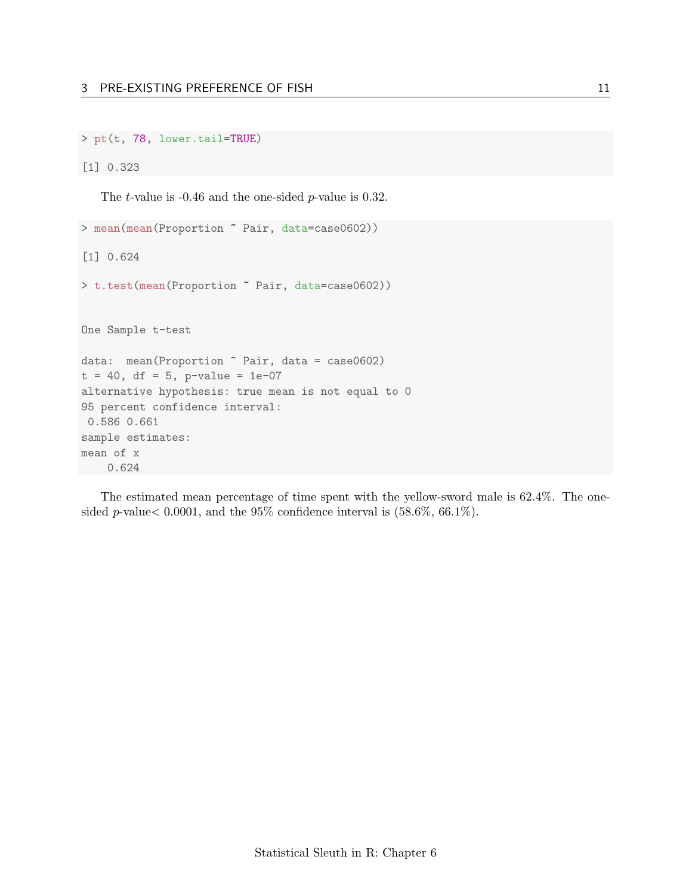```
> pt(t, 78, lower.tail=TRUE)

[1] 0.323
```

The $t$-value is -0.46 and the one-sided $p$-value is 0.32.

```
> mean(mean(Proportion ~ Pair, data=case0602))

[1] 0.624

> t.test(mean(Proportion ~ Pair, data=case0602))


One Sample t-test

data:  mean(Proportion ~ Pair, data = case0602)
t = 40, df = 5, p-value = 1e-07
alternative hypothesis: true mean is not equal to 0
95 percent confidence interval:
 0.586 0.661
sample estimates:
mean of x
    0.624
```

The estimated mean percentage of time spent with the yellow-sword male is 62.4%. The one-sided $p$-value$< 0.0001$, and the 95% confidence interval is (58.6%, 66.1%).